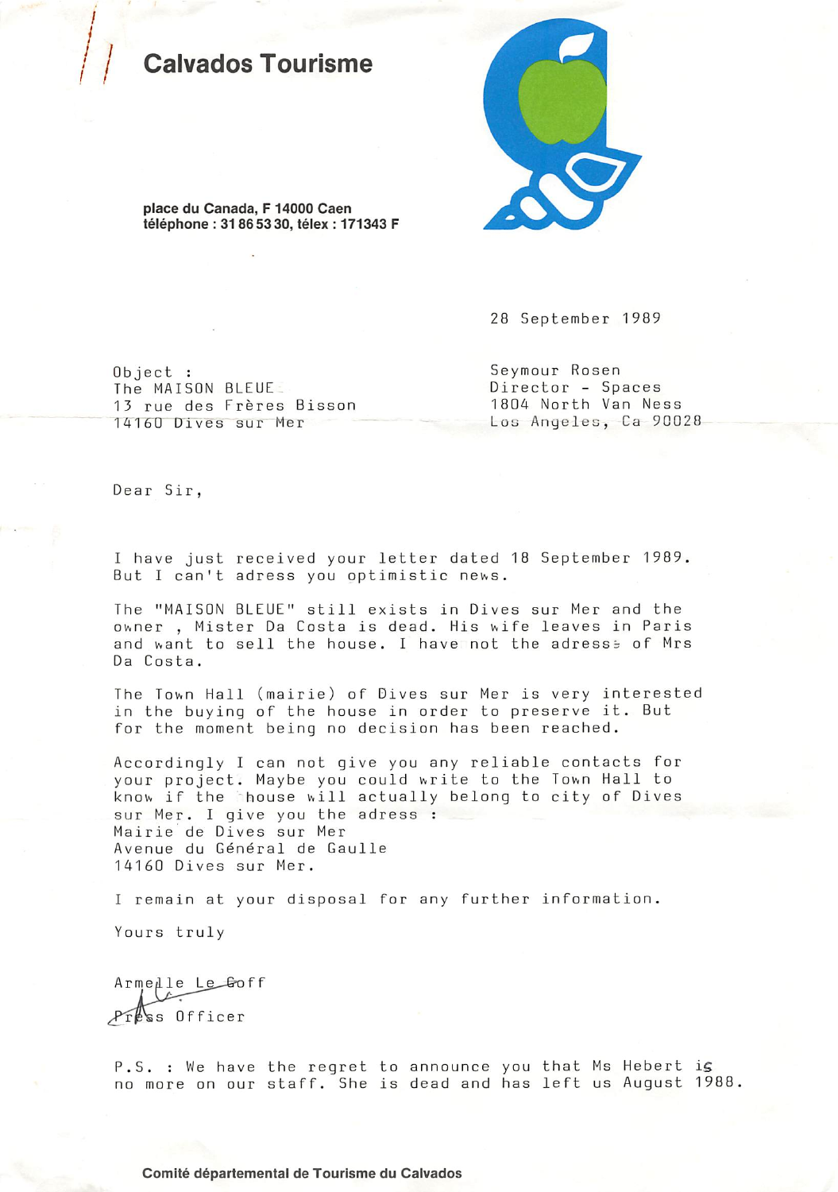# Calvados Tourisme

**place du Canada, F 14000 Caen**
**téléphone : 31 86 53 30, télex : 171343 F**

28 September 1989

Object :
The MAISON BLEUE
13 rue des Frères Bisson
14160 Dives sur Mer

Seymour Rosen
Director - Spaces
1804 North Van Ness
Los Angeles, Ca 90028

Dear Sir,

I have just received your letter dated 18 September 1989. But I can't adress you optimistic news.

The "MAISON BLEUE" still exists in Dives sur Mer and the owner , Mister Da Costa is dead. His wife leaves in Paris and want to sell the house. I have not the adress of Mrs Da Costa.

The Town Hall (mairie) of Dives sur Mer is very interested in the buying of the house in order to preserve it. But for the moment being no decision has been reached.

Accordingly I can not give you any reliable contacts for your project. Maybe you could write to the Town Hall to know if the house will actually belong to city of Dives sur Mer. I give you the adress :
Mairie de Dives sur Mer
Avenue du Général de Gaulle
14160 Dives sur Mer.

I remain at your disposal for any further information.

Yours truly

Armelle Le Goff
Press Officer

P.S. : We have the regret to announce you that Ms Hebert is no more on our staff. She is dead and has left us August 1988.

**Comité départemental de Tourisme du Calvados**